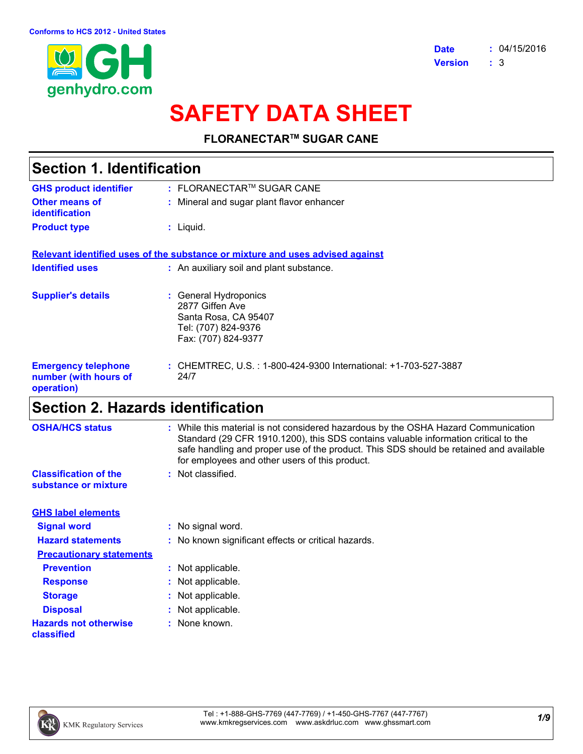Conforms to HCS 2012 - United States

genhydro.com

**Date** : 04/15/2016
**Version** : 3

# SAFETY DATA SHEET

**FLORANECTAR™ SUGAR CANE**

## Section 1. Identification

**GHS product identifier** : FLORANECTAR™ SUGAR CANE

**Other means of identification** : Mineral and sugar plant flavor enhancer

**Product type** : Liquid.

**Relevant identified uses of the substance or mixture and uses advised against**

**Identified uses** : An auxiliary soil and plant substance.

**Supplier's details** : General Hydroponics
2877 Giffen Ave
Santa Rosa, CA 95407
Tel: (707) 824-9376
Fax: (707) 824-9377

**Emergency telephone number (with hours of operation)** : CHEMTREC, U.S. : 1-800-424-9300 International: +1-703-527-3887
24/7

## Section 2. Hazards identification

**OSHA/HCS status** : While this material is not considered hazardous by the OSHA Hazard Communication Standard (29 CFR 1910.1200), this SDS contains valuable information critical to the safe handling and proper use of the product. This SDS should be retained and available for employees and other users of this product.

**Classification of the substance or mixture** : Not classified.

**GHS label elements**

**Signal word** : No signal word.

**Hazard statements** : No known significant effects or critical hazards.

**Precautionary statements**

**Prevention** : Not applicable.

**Response** : Not applicable.

**Storage** : Not applicable.

**Disposal** : Not applicable.

**Hazards not otherwise classified** : None known.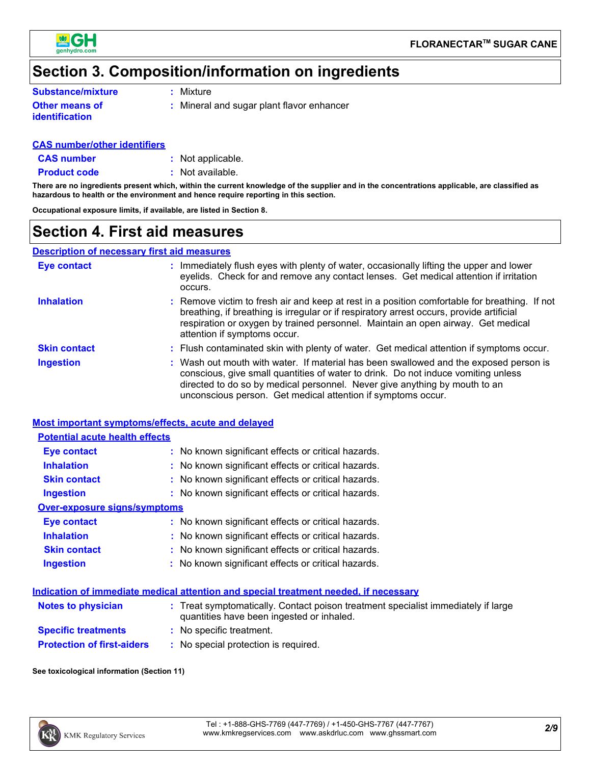# Section 3. Composition/information on ingredients

**Substance/mixture** : Mixture

**Other means of identification** : Mineral and sugar plant flavor enhancer

**CAS number/other identifiers**

**CAS number** : Not applicable.

**Product code** : Not available.

**There are no ingredients present which, within the current knowledge of the supplier and in the concentrations applicable, are classified as hazardous to health or the environment and hence require reporting in this section.**

**Occupational exposure limits, if available, are listed in Section 8.**

# Section 4. First aid measures

**Description of necessary first aid measures**

**Eye contact** : Immediately flush eyes with plenty of water, occasionally lifting the upper and lower eyelids. Check for and remove any contact lenses. Get medical attention if irritation occurs.

**Inhalation** : Remove victim to fresh air and keep at rest in a position comfortable for breathing. If not breathing, if breathing is irregular or if respiratory arrest occurs, provide artificial respiration or oxygen by trained personnel. Maintain an open airway. Get medical attention if symptoms occur.

**Skin contact** : Flush contaminated skin with plenty of water. Get medical attention if symptoms occur.

**Ingestion** : Wash out mouth with water. If material has been swallowed and the exposed person is conscious, give small quantities of water to drink. Do not induce vomiting unless directed to do so by medical personnel. Never give anything by mouth to an unconscious person. Get medical attention if symptoms occur.

**Most important symptoms/effects, acute and delayed**

**Potential acute health effects**

**Eye contact** : No known significant effects or critical hazards.

**Inhalation** : No known significant effects or critical hazards.

**Skin contact** : No known significant effects or critical hazards.

**Ingestion** : No known significant effects or critical hazards.

**Over-exposure signs/symptoms**

**Eye contact** : No known significant effects or critical hazards.

**Inhalation** : No known significant effects or critical hazards.

**Skin contact** : No known significant effects or critical hazards.

**Ingestion** : No known significant effects or critical hazards.

**Indication of immediate medical attention and special treatment needed, if necessary**

**Notes to physician** : Treat symptomatically. Contact poison treatment specialist immediately if large quantities have been ingested or inhaled.

**Specific treatments** : No specific treatment.

**Protection of first-aiders** : No special protection is required.

**See toxicological information (Section 11)**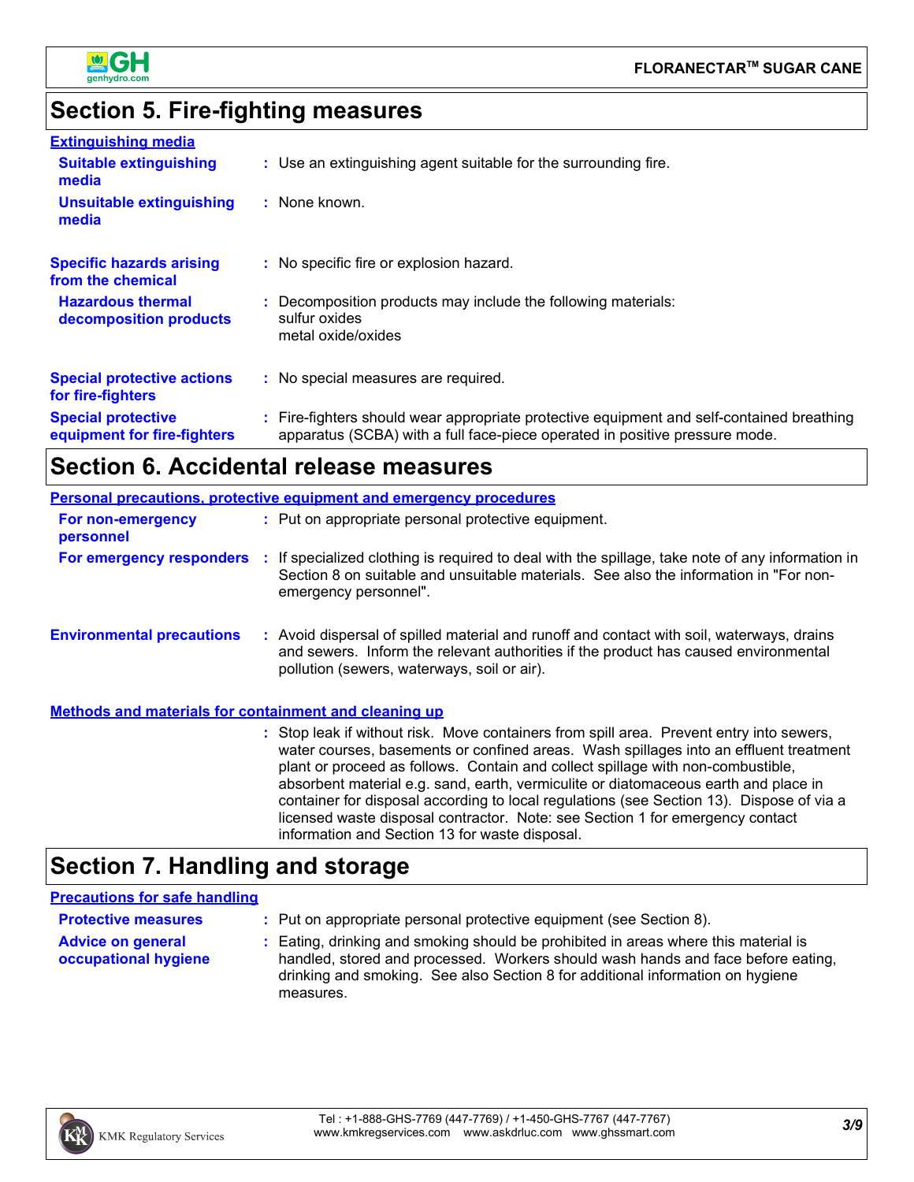## Section 5. Fire-fighting measures

### Extinguishing media

**Suitable extinguishing media** : Use an extinguishing agent suitable for the surrounding fire.

**Unsuitable extinguishing media** : None known.

**Specific hazards arising from the chemical** : No specific fire or explosion hazard.

**Hazardous thermal decomposition products** : Decomposition products may include the following materials:
sulfur oxides
metal oxide/oxides

**Special protective actions for fire-fighters** : No special measures are required.

**Special protective equipment for fire-fighters** : Fire-fighters should wear appropriate protective equipment and self-contained breathing apparatus (SCBA) with a full face-piece operated in positive pressure mode.

## Section 6. Accidental release measures

### Personal precautions, protective equipment and emergency procedures

**For non-emergency personnel** : Put on appropriate personal protective equipment.

**For emergency responders** : If specialized clothing is required to deal with the spillage, take note of any information in Section 8 on suitable and unsuitable materials. See also the information in "For non-emergency personnel".

**Environmental precautions** : Avoid dispersal of spilled material and runoff and contact with soil, waterways, drains and sewers. Inform the relevant authorities if the product has caused environmental pollution (sewers, waterways, soil or air).

### Methods and materials for containment and cleaning up

: Stop leak if without risk. Move containers from spill area. Prevent entry into sewers, water courses, basements or confined areas. Wash spillages into an effluent treatment plant or proceed as follows. Contain and collect spillage with non-combustible, absorbent material e.g. sand, earth, vermiculite or diatomaceous earth and place in container for disposal according to local regulations (see Section 13). Dispose of via a licensed waste disposal contractor. Note: see Section 1 for emergency contact information and Section 13 for waste disposal.

## Section 7. Handling and storage

### Precautions for safe handling

**Protective measures** : Put on appropriate personal protective equipment (see Section 8).

**Advice on general occupational hygiene** : Eating, drinking and smoking should be prohibited in areas where this material is handled, stored and processed. Workers should wash hands and face before eating, drinking and smoking. See also Section 8 for additional information on hygiene measures.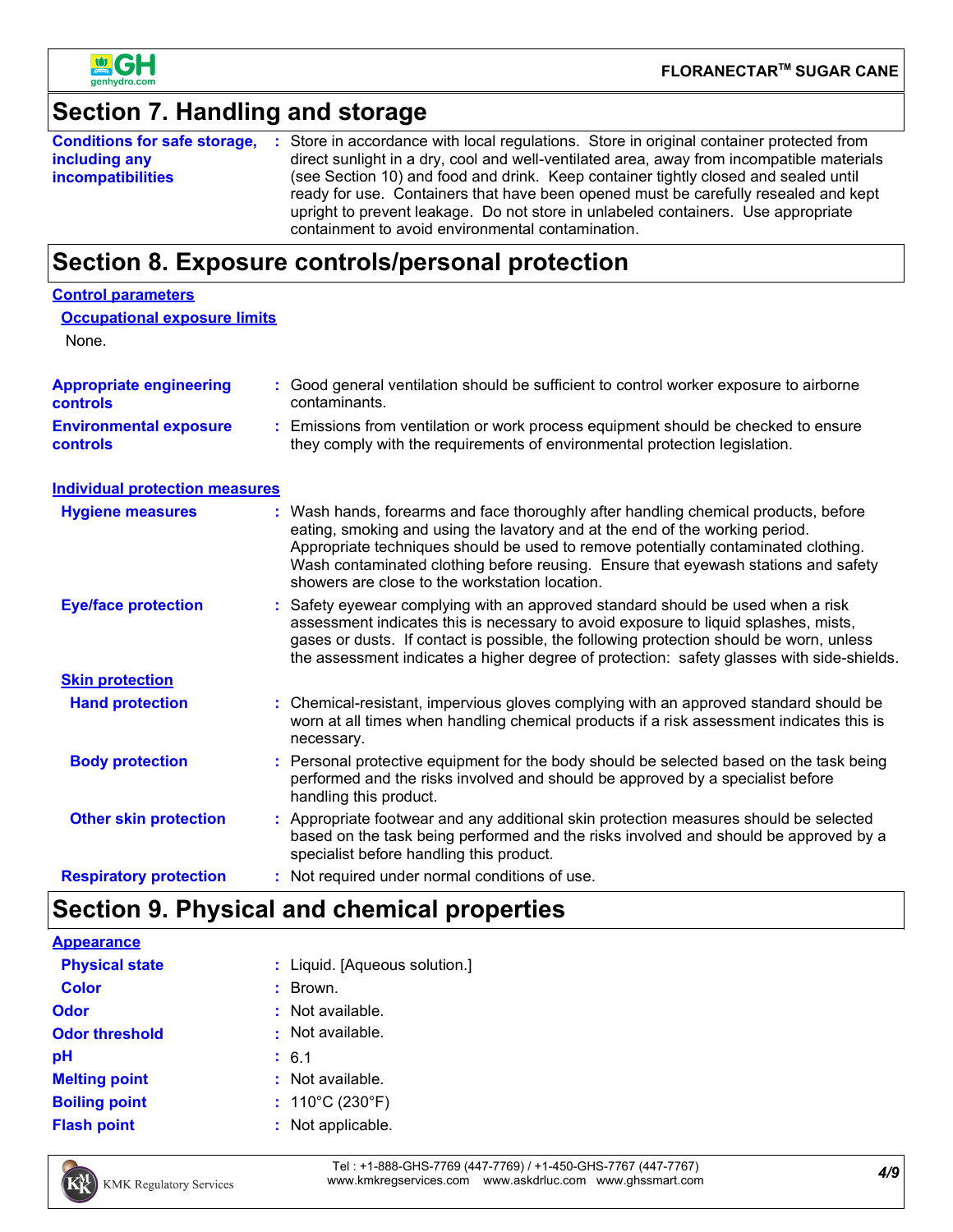## Section 7. Handling and storage

| | |
|---|---|
| **Conditions for safe storage, including any incompatibilities** | Store in accordance with local regulations. Store in original container protected from direct sunlight in a dry, cool and well-ventilated area, away from incompatible materials (see Section 10) and food and drink. Keep container tightly closed and sealed until ready for use. Containers that have been opened must be carefully resealed and kept upright to prevent leakage. Do not store in unlabeled containers. Use appropriate containment to avoid environmental contamination. |

## Section 8. Exposure controls/personal protection

### Control parameters

#### Occupational exposure limits

None.

| | |
|---|---|
| **Appropriate engineering controls** | Good general ventilation should be sufficient to control worker exposure to airborne contaminants. |
| **Environmental exposure controls** | Emissions from ventilation or work process equipment should be checked to ensure they comply with the requirements of environmental protection legislation. |

### Individual protection measures

| | |
|---|---|
| **Hygiene measures** | Wash hands, forearms and face thoroughly after handling chemical products, before eating, smoking and using the lavatory and at the end of the working period. Appropriate techniques should be used to remove potentially contaminated clothing. Wash contaminated clothing before reusing. Ensure that eyewash stations and safety showers are close to the workstation location. |
| **Eye/face protection** | Safety eyewear complying with an approved standard should be used when a risk assessment indicates this is necessary to avoid exposure to liquid splashes, mists, gases or dusts. If contact is possible, the following protection should be worn, unless the assessment indicates a higher degree of protection: safety glasses with side-shields. |

#### Skin protection

| | |
|---|---|
| **Hand protection** | Chemical-resistant, impervious gloves complying with an approved standard should be worn at all times when handling chemical products if a risk assessment indicates this is necessary. |
| **Body protection** | Personal protective equipment for the body should be selected based on the task being performed and the risks involved and should be approved by a specialist before handling this product. |
| **Other skin protection** | Appropriate footwear and any additional skin protection measures should be selected based on the task being performed and the risks involved and should be approved by a specialist before handling this product. |
| **Respiratory protection** | Not required under normal conditions of use. |

## Section 9. Physical and chemical properties

### Appearance

| | |
|---|---|
| **Physical state** | Liquid. [Aqueous solution.] |
| **Color** | Brown. |
| **Odor** | Not available. |
| **Odor threshold** | Not available. |
| **pH** | 6.1 |
| **Melting point** | Not available. |
| **Boiling point** | 110°C (230°F) |
| **Flash point** | Not applicable. |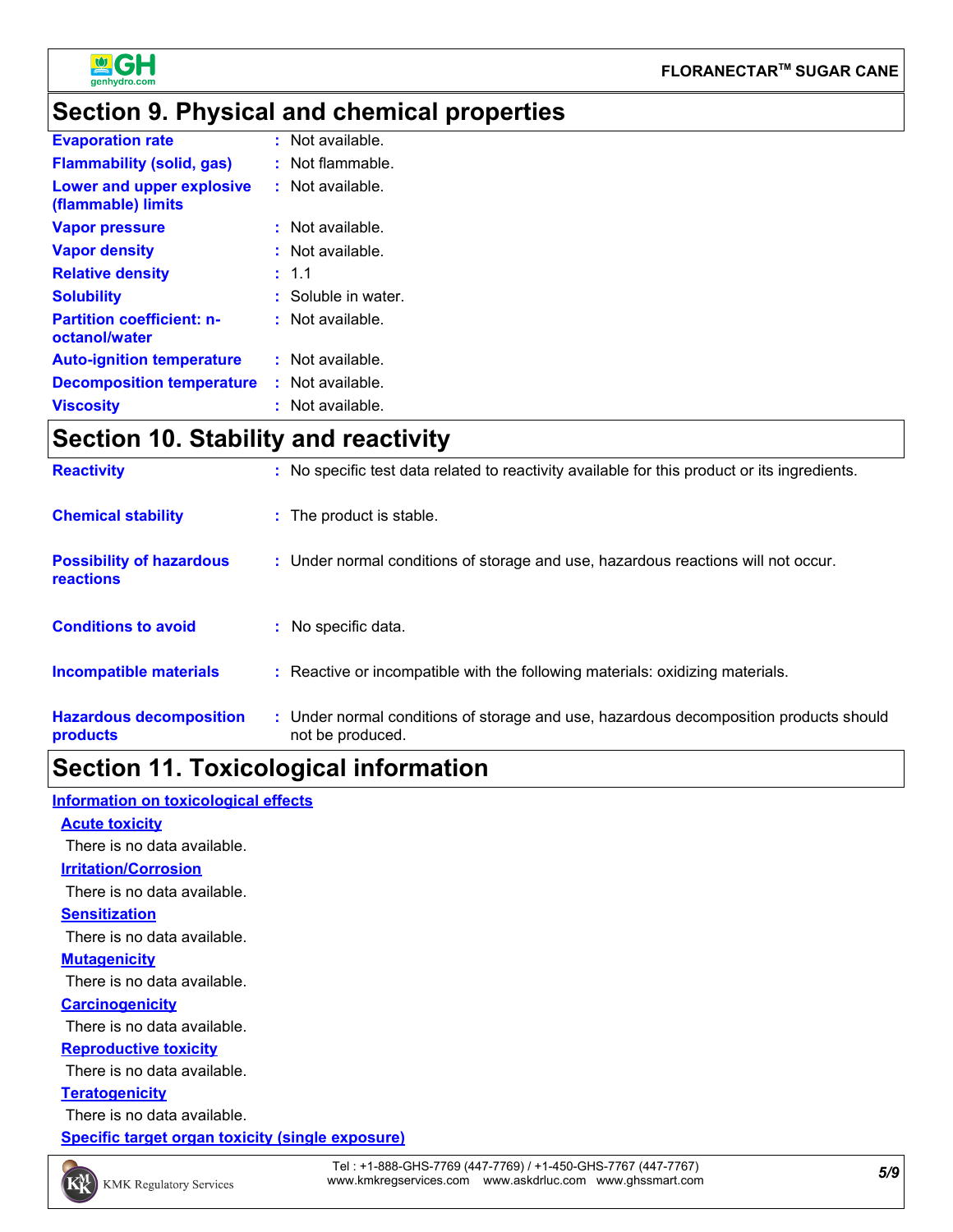## Section 9. Physical and chemical properties

| | |
|---|---|
| **Evaporation rate** | : Not available. |
| **Flammability (solid, gas)** | : Not flammable. |
| **Lower and upper explosive (flammable) limits** | : Not available. |
| **Vapor pressure** | : Not available. |
| **Vapor density** | : Not available. |
| **Relative density** | : 1.1 |
| **Solubility** | : Soluble in water. |
| **Partition coefficient: n-octanol/water** | : Not available. |
| **Auto-ignition temperature** | : Not available. |
| **Decomposition temperature** | : Not available. |
| **Viscosity** | : Not available. |

## Section 10. Stability and reactivity

| | |
|---|---|
| **Reactivity** | : No specific test data related to reactivity available for this product or its ingredients. |
| **Chemical stability** | : The product is stable. |
| **Possibility of hazardous reactions** | : Under normal conditions of storage and use, hazardous reactions will not occur. |
| **Conditions to avoid** | : No specific data. |
| **Incompatible materials** | : Reactive or incompatible with the following materials: oxidizing materials. |
| **Hazardous decomposition products** | : Under normal conditions of storage and use, hazardous decomposition products should not be produced. |

## Section 11. Toxicological information

**Information on toxicological effects**

**Acute toxicity**

There is no data available.

**Irritation/Corrosion**

There is no data available.

**Sensitization**

There is no data available.

**Mutagenicity**

There is no data available.

**Carcinogenicity**

There is no data available.

**Reproductive toxicity**

There is no data available.

**Teratogenicity**

There is no data available.

**Specific target organ toxicity (single exposure)**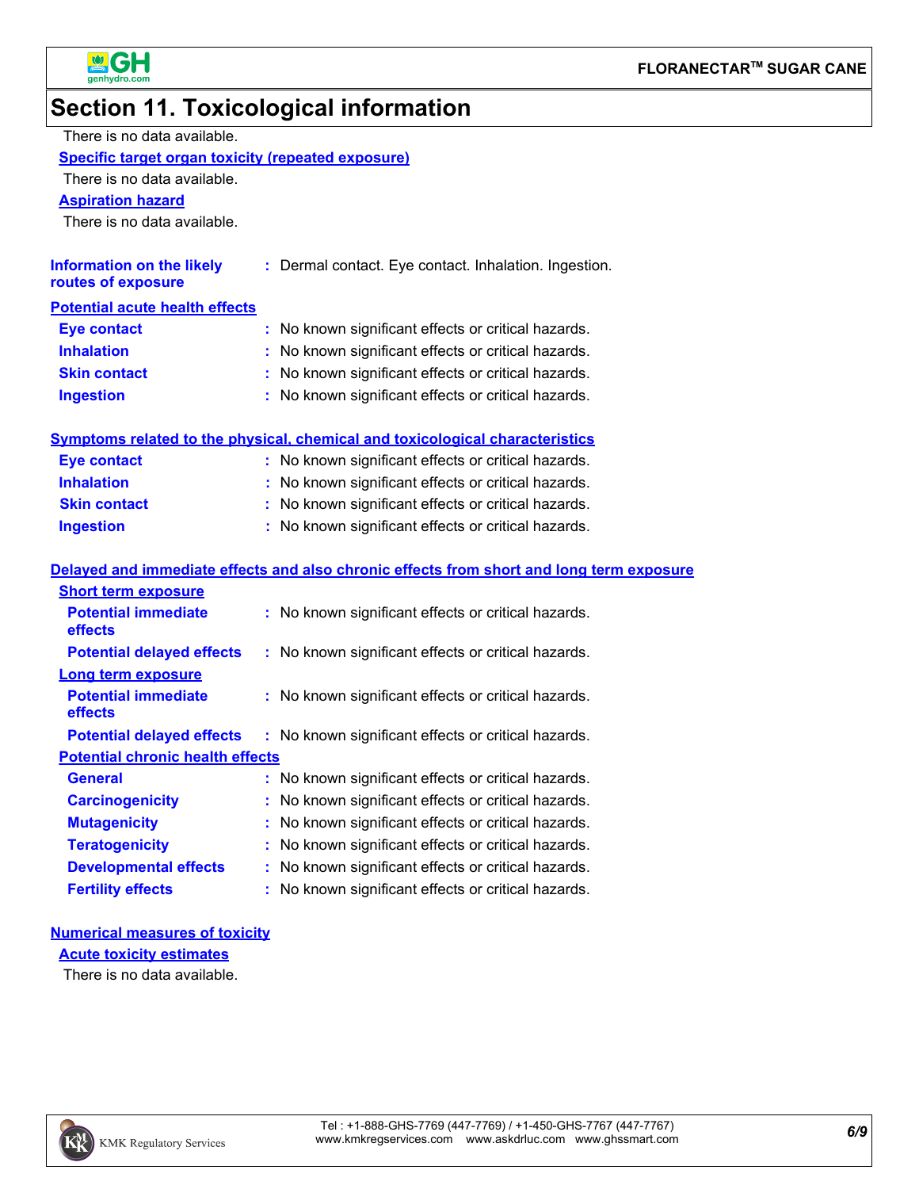# Section 11. Toxicological information

There is no data available.

**Specific target organ toxicity (repeated exposure)**

There is no data available.

**Aspiration hazard**

There is no data available.

**Information on the likely routes of exposure** : Dermal contact. Eye contact. Inhalation. Ingestion.

**Potential acute health effects**

| | |
|---|---|
| **Eye contact** | : No known significant effects or critical hazards. |
| **Inhalation** | : No known significant effects or critical hazards. |
| **Skin contact** | : No known significant effects or critical hazards. |
| **Ingestion** | : No known significant effects or critical hazards. |

**Symptoms related to the physical, chemical and toxicological characteristics**

| | |
|---|---|
| **Eye contact** | : No known significant effects or critical hazards. |
| **Inhalation** | : No known significant effects or critical hazards. |
| **Skin contact** | : No known significant effects or critical hazards. |
| **Ingestion** | : No known significant effects or critical hazards. |

**Delayed and immediate effects and also chronic effects from short and long term exposure**

**Short term exposure**

| | |
|---|---|
| **Potential immediate effects** | : No known significant effects or critical hazards. |
| **Potential delayed effects** | : No known significant effects or critical hazards. |

**Long term exposure**

| | |
|---|---|
| **Potential immediate effects** | : No known significant effects or critical hazards. |
| **Potential delayed effects** | : No known significant effects or critical hazards. |

**Potential chronic health effects**

| | |
|---|---|
| **General** | : No known significant effects or critical hazards. |
| **Carcinogenicity** | : No known significant effects or critical hazards. |
| **Mutagenicity** | : No known significant effects or critical hazards. |
| **Teratogenicity** | : No known significant effects or critical hazards. |
| **Developmental effects** | : No known significant effects or critical hazards. |
| **Fertility effects** | : No known significant effects or critical hazards. |

**Numerical measures of toxicity**

**Acute toxicity estimates**

There is no data available.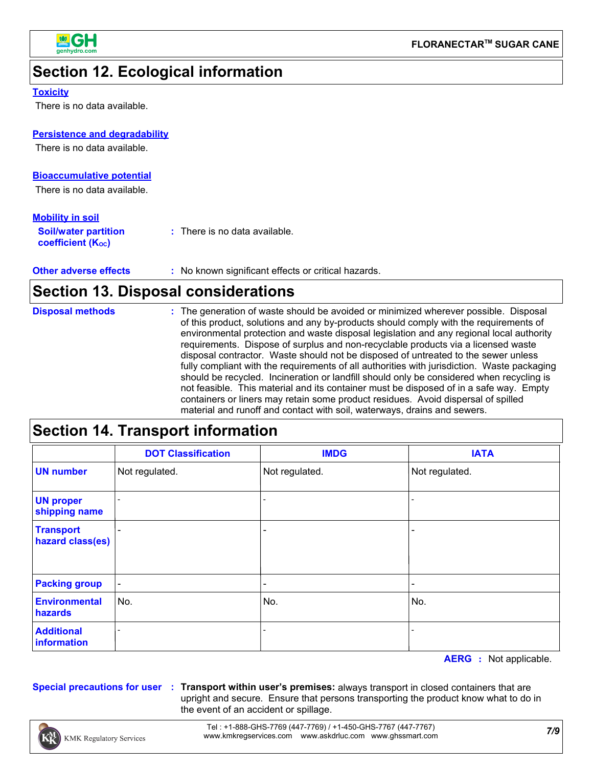## Section 12. Ecological information

**Toxicity**

There is no data available.

**Persistence and degradability**

There is no data available.

**Bioaccumulative potential**

There is no data available.

**Mobility in soil**

**Soil/water partition coefficient ($K_{OC}$)** : There is no data available.

**Other adverse effects** : No known significant effects or critical hazards.

## Section 13. Disposal considerations

**Disposal methods** : The generation of waste should be avoided or minimized wherever possible. Disposal of this product, solutions and any by-products should comply with the requirements of environmental protection and waste disposal legislation and any regional local authority requirements. Dispose of surplus and non-recyclable products via a licensed waste disposal contractor. Waste should not be disposed of untreated to the sewer unless fully compliant with the requirements of all authorities with jurisdiction. Waste packaging should be recycled. Incineration or landfill should only be considered when recycling is not feasible. This material and its container must be disposed of in a safe way. Empty containers or liners may retain some product residues. Avoid dispersal of spilled material and runoff and contact with soil, waterways, drains and sewers.

## Section 14. Transport information

| | DOT Classification | IMDG | IATA |
|---|---|---|---|
| UN number | Not regulated. | Not regulated. | Not regulated. |
| UN proper shipping name | - | - | - |
| Transport hazard class(es) | - | - | - |
| Packing group | - | - | - |
| Environmental hazards | No. | No. | No. |
| Additional information | - | - | - |

**AERG** : Not applicable.

**Special precautions for user** : **Transport within user's premises:** always transport in closed containers that are upright and secure. Ensure that persons transporting the product know what to do in the event of an accident or spillage.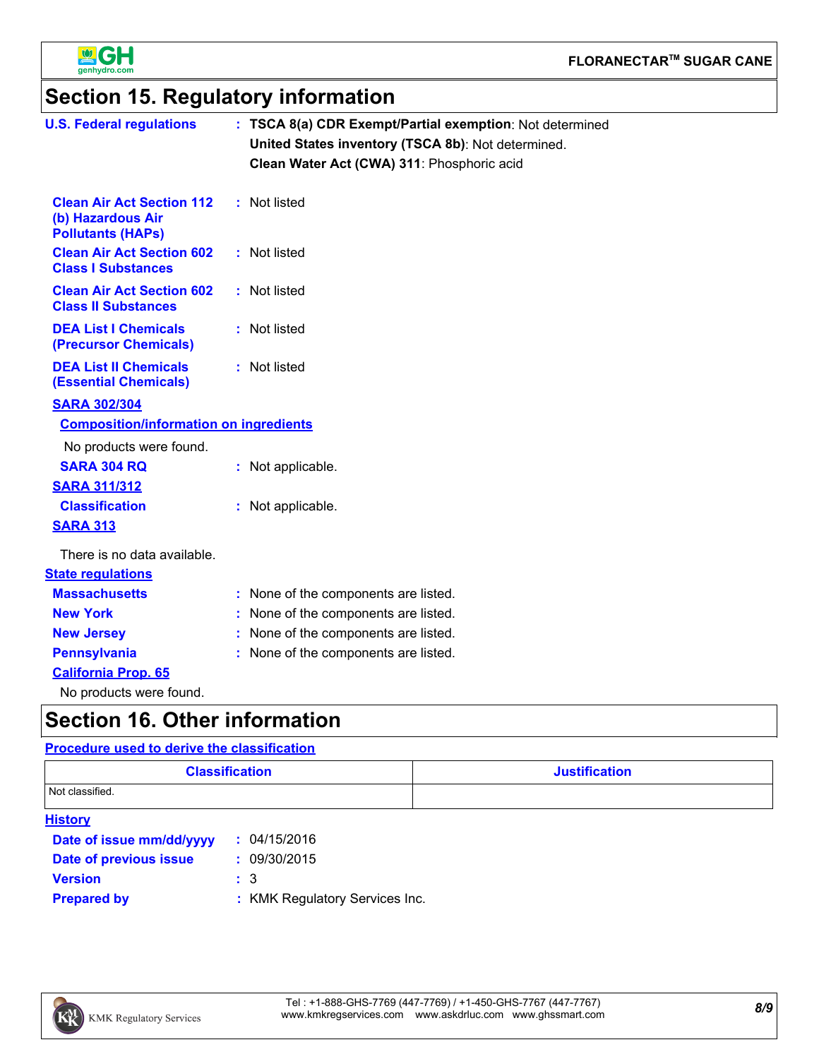# Section 15. Regulatory information

**U.S. Federal regulations** : **TSCA 8(a) CDR Exempt/Partial exemption**: Not determined
**United States inventory (TSCA 8b)**: Not determined.
**Clean Water Act (CWA) 311**: Phosphoric acid

**Clean Air Act Section 112 (b) Hazardous Air Pollutants (HAPs)** : Not listed

**Clean Air Act Section 602 Class I Substances** : Not listed

**Clean Air Act Section 602 Class II Substances** : Not listed

**DEA List I Chemicals (Precursor Chemicals)** : Not listed

**DEA List II Chemicals (Essential Chemicals)** : Not listed

**SARA 302/304**

**Composition/information on ingredients**

No products were found.

**SARA 304 RQ** : Not applicable.

**SARA 311/312**

**Classification** : Not applicable.

**SARA 313**

There is no data available.

**State regulations**

**Massachusetts** : None of the components are listed.

**New York** : None of the components are listed.

**New Jersey** : None of the components are listed.

**Pennsylvania** : None of the components are listed.

**California Prop. 65**

No products were found.

# Section 16. Other information

**Procedure used to derive the classification**

| Classification | Justification |
| --- | --- |
| Not classified. | |

**History**

**Date of issue mm/dd/yyyy** : 04/15/2016

**Date of previous issue** : 09/30/2015

**Version** : 3

**Prepared by** : KMK Regulatory Services Inc.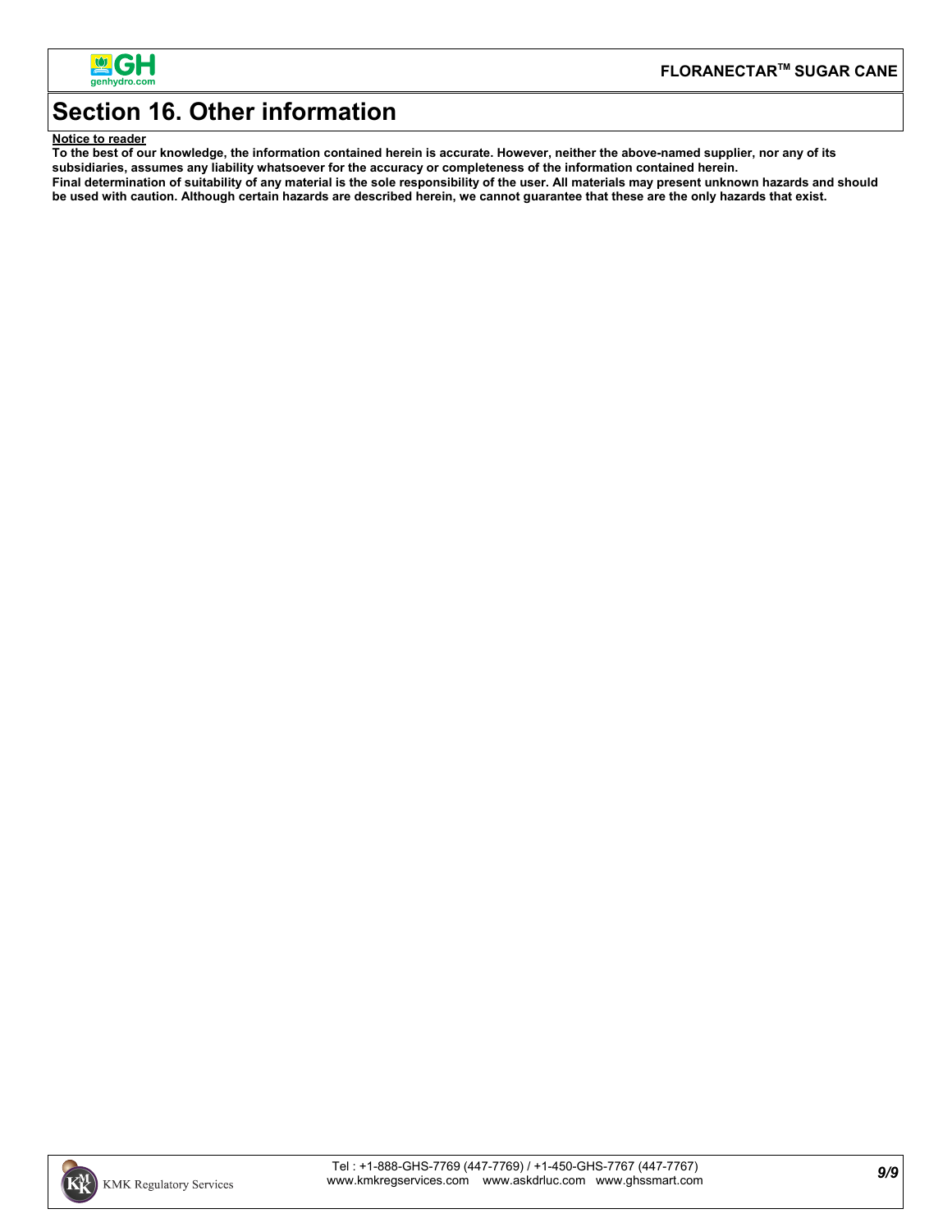# Section 16. Other information

**Notice to reader**

**To the best of our knowledge, the information contained herein is accurate. However, neither the above-named supplier, nor any of its subsidiaries, assumes any liability whatsoever for the accuracy or completeness of the information contained herein.**
**Final determination of suitability of any material is the sole responsibility of the user. All materials may present unknown hazards and should be used with caution. Although certain hazards are described herein, we cannot guarantee that these are the only hazards that exist.**